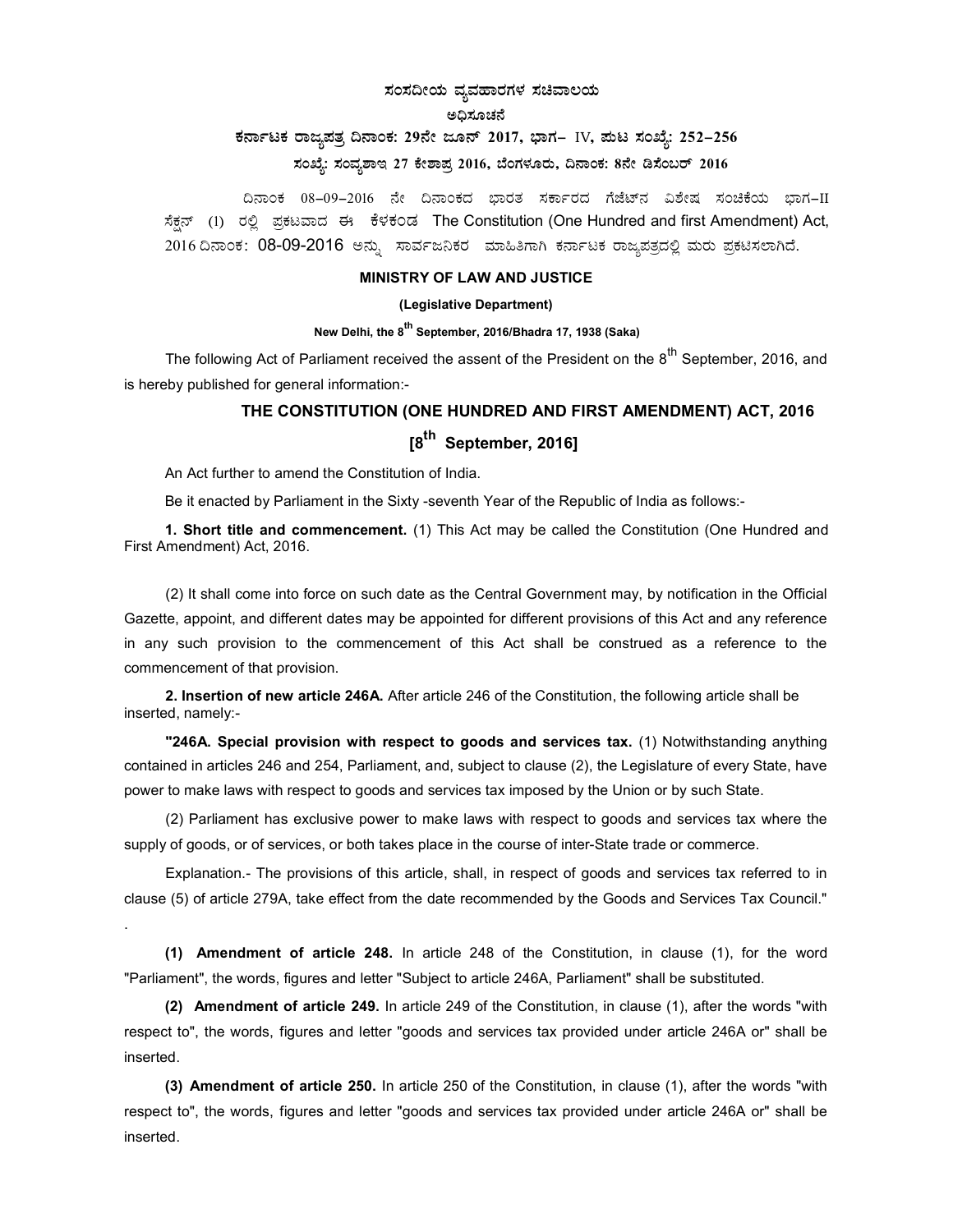**ಸಂಸದೀಯ ವ್ಯವಹಾರಗಳ ಸಚಿವಾಲಯ**

**ಅಧಿಸೂಚನೆ**

**ಕರ್ನಾಟಕ ರಾಜ್ಯಪತ್ರ ದಿನಾಂಕ: 29ನೇ ಜೂನ್ 2017, ಭಾಗ– IV, ಪುಟ ಸಂಖ್ಯೆ: 252–256**

**ಸಂಖ್ಯೆ: ಸಂವ್ಯಶಾಇ 27 ಕೇಶಾಪ್ರ 2016, ಬೆಂಗಳೂರು, ದಿನಾಂಕ: 8ನೇ ಡಿಸೆಂಬರ್ 2016**

ದಿನಾಂಕ 08–09–2016 ನೇ ದಿನಾಂಕದ ಭಾರತ ಸರ್ಕಾರದ ಗೆಜೆಟ್‍ನ ವಿಶೇಷ ಸಂಚಿಕೆಯ ಭಾಗ–II ಸೆಕ್ಷನ್ (1) ರಲ್ಲಿ ಪ್ರಕಟವಾದ ಈ ಕೆಳಕಂಡ The Constitution (One Hundred and first Amendment) Act, 2016 ದಿನಾಂಕ: 08-09-2016 ಅನ್ನು ಸಾರ್ವಜನಿಕರ ಮಾಹಿತಿಗಾಗಿ ಕರ್ನಾಟಕ ರಾಜ್ಯಪತ್ರದಲ್ಲಿ ಮರು ಪ್ರಕಟಿಸಲಾಗಿದೆ.

**MINISTRY OF LAW AND JUSTICE**

**(Legislative Department)**

**New Delhi, the 8th September, 2016/Bhadra 17, 1938 (Saka)**

The following Act of Parliament received the assent of the President on the 8th September, 2016, and is hereby published for general information:-

## THE CONSTITUTION (ONE HUNDRED AND FIRST AMENDMENT) ACT, 2016

## [8th September, 2016]

An Act further to amend the Constitution of India.

Be it enacted by Parliament in the Sixty -seventh Year of the Republic of India as follows:-

**1. Short title and commencement.** (1) This Act may be called the Constitution (One Hundred and First Amendment) Act, 2016.

(2) It shall come into force on such date as the Central Government may, by notification in the Official Gazette, appoint, and different dates may be appointed for different provisions of this Act and any reference in any such provision to the commencement of this Act shall be construed as a reference to the commencement of that provision.

**2. Insertion of new article 246A.** After article 246 of the Constitution, the following article shall be inserted, namely:-

**"246A. Special provision with respect to goods and services tax.** (1) Notwithstanding anything contained in articles 246 and 254, Parliament, and, subject to clause (2), the Legislature of every State, have power to make laws with respect to goods and services tax imposed by the Union or by such State.

(2) Parliament has exclusive power to make laws with respect to goods and services tax where the supply of goods, or of services, or both takes place in the course of inter-State trade or commerce.

Explanation.- The provisions of this article, shall, in respect of goods and services tax referred to in clause (5) of article 279A, take effect from the date recommended by the Goods and Services Tax Council."

.

**(1) Amendment of article 248.** In article 248 of the Constitution, in clause (1), for the word "Parliament", the words, figures and letter "Subject to article 246A, Parliament" shall be substituted.

**(2) Amendment of article 249.** In article 249 of the Constitution, in clause (1), after the words "with respect to", the words, figures and letter "goods and services tax provided under article 246A or" shall be inserted.

**(3) Amendment of article 250.** In article 250 of the Constitution, in clause (1), after the words "with respect to", the words, figures and letter "goods and services tax provided under article 246A or" shall be inserted.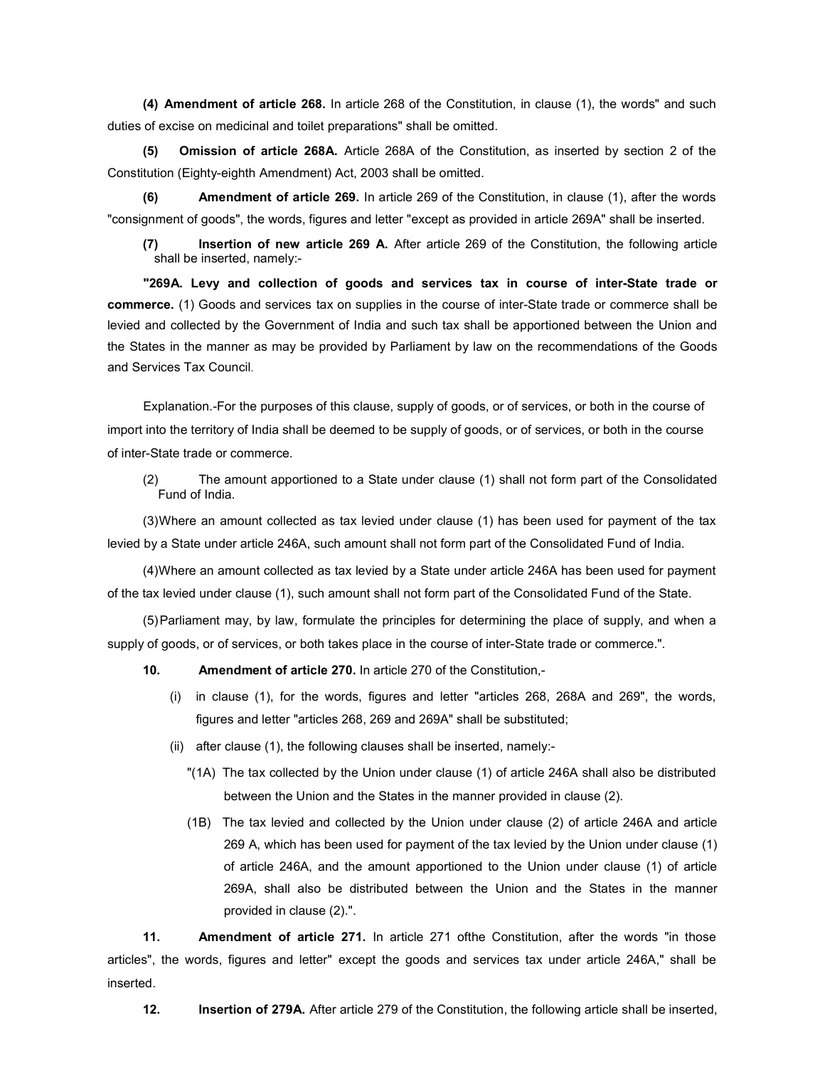**(4) Amendment of article 268.** In article 268 of the Constitution, in clause (1), the words" and such duties of excise on medicinal and toilet preparations" shall be omitted.

**(5) Omission of article 268A.** Article 268A of the Constitution, as inserted by section 2 of the Constitution (Eighty-eighth Amendment) Act, 2003 shall be omitted.

**(6) Amendment of article 269.** In article 269 of the Constitution, in clause (1), after the words "consignment of goods", the words, figures and letter "except as provided in article 269A" shall be inserted.

**(7) Insertion of new article 269 A.** After article 269 of the Constitution, the following article shall be inserted, namely:-

**"269A. Levy and collection of goods and services tax in course of inter-State trade or commerce.** (1) Goods and services tax on supplies in the course of inter-State trade or commerce shall be levied and collected by the Government of India and such tax shall be apportioned between the Union and the States in the manner as may be provided by Parliament by law on the recommendations of the Goods and Services Tax Council.

Explanation.-For the purposes of this clause, supply of goods, or of services, or both in the course of import into the territory of India shall be deemed to be supply of goods, or of services, or both in the course of inter-State trade or commerce.

(2) The amount apportioned to a State under clause (1) shall not form part of the Consolidated Fund of India.

(3) Where an amount collected as tax levied under clause (1) has been used for payment of the tax levied by a State under article 246A, such amount shall not form part of the Consolidated Fund of India.

(4) Where an amount collected as tax levied by a State under article 246A has been used for payment of the tax levied under clause (1), such amount shall not form part of the Consolidated Fund of the State.

(5) Parliament may, by law, formulate the principles for determining the place of supply, and when a supply of goods, or of services, or both takes place in the course of inter-State trade or commerce.".

**10. Amendment of article 270.** In article 270 of the Constitution,-

(i) in clause (1), for the words, figures and letter "articles 268, 268A and 269", the words, figures and letter "articles 268, 269 and 269A" shall be substituted;

(ii) after clause (1), the following clauses shall be inserted, namely:-

"(1A) The tax collected by the Union under clause (1) of article 246A shall also be distributed between the Union and the States in the manner provided in clause (2).

(1B) The tax levied and collected by the Union under clause (2) of article 246A and article 269 A, which has been used for payment of the tax levied by the Union under clause (1) of article 246A, and the amount apportioned to the Union under clause (1) of article 269A, shall also be distributed between the Union and the States in the manner provided in clause (2).".

**11. Amendment of article 271.** In article 271 ofthe Constitution, after the words "in those articles", the words, figures and letter" except the goods and services tax under article 246A," shall be inserted.

**12. Insertion of 279A.** After article 279 of the Constitution, the following article shall be inserted,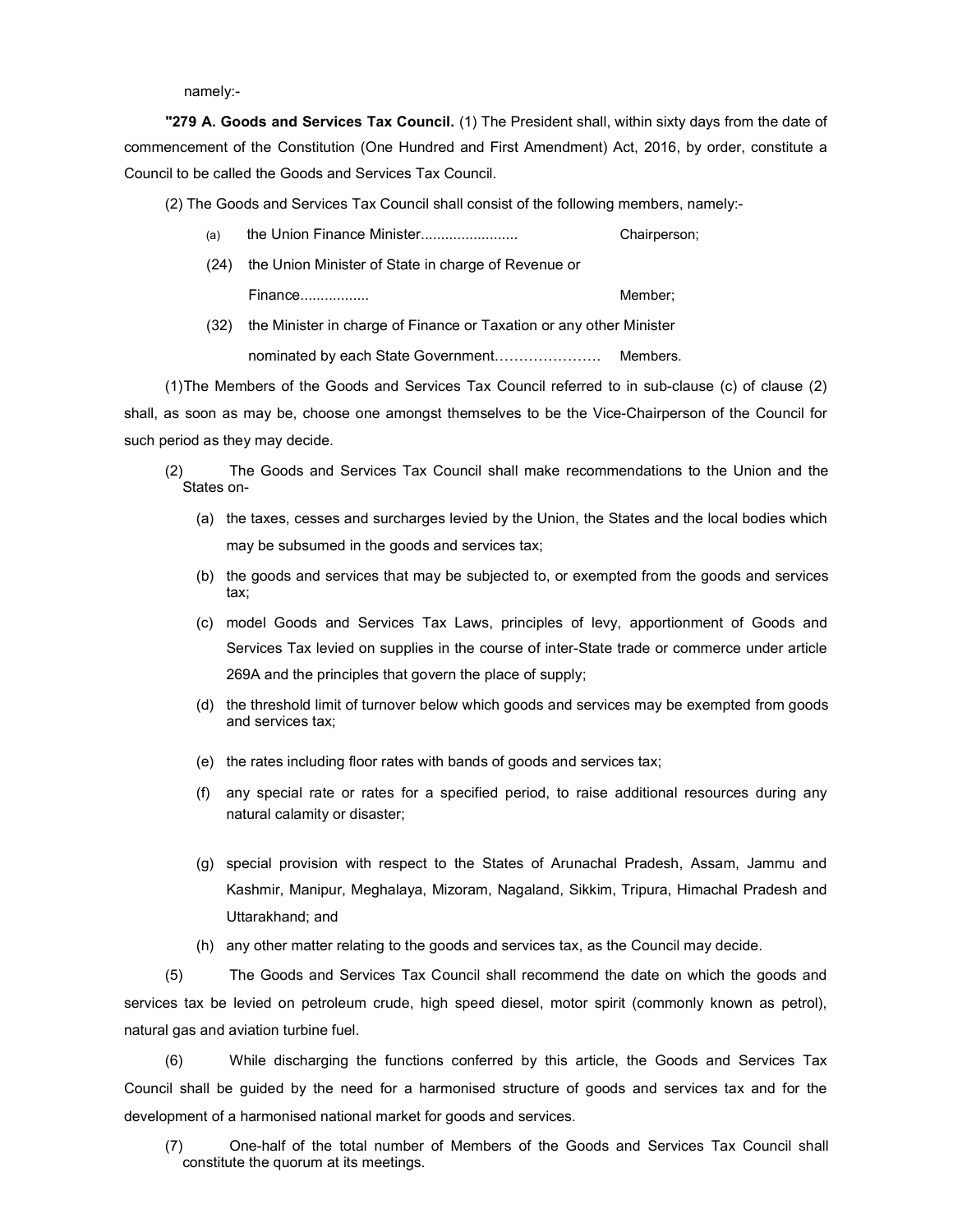namely:-

**"279 A. Goods and Services Tax Council.** (1) The President shall, within sixty days from the date of commencement of the Constitution (One Hundred and First Amendment) Act, 2016, by order, constitute a Council to be called the Goods and Services Tax Council.

(2) The Goods and Services Tax Council shall consist of the following members, namely:-

(a) the Union Finance Minister........................ Chairperson;

(24) the Union Minister of State in charge of Revenue or Finance................. Member;

(32) the Minister in charge of Finance or Taxation or any other Minister nominated by each State Government…………………. Members.

(1)The Members of the Goods and Services Tax Council referred to in sub-clause (c) of clause (2) shall, as soon as may be, choose one amongst themselves to be the Vice-Chairperson of the Council for such period as they may decide.

(2) The Goods and Services Tax Council shall make recommendations to the Union and the States on-

(a) the taxes, cesses and surcharges levied by the Union, the States and the local bodies which may be subsumed in the goods and services tax;

(b) the goods and services that may be subjected to, or exempted from the goods and services tax;

(c) model Goods and Services Tax Laws, principles of levy, apportionment of Goods and Services Tax levied on supplies in the course of inter-State trade or commerce under article 269A and the principles that govern the place of supply;

(d) the threshold limit of turnover below which goods and services may be exempted from goods and services tax;

(e) the rates including floor rates with bands of goods and services tax;

(f) any special rate or rates for a specified period, to raise additional resources during any natural calamity or disaster;

(g) special provision with respect to the States of Arunachal Pradesh, Assam, Jammu and Kashmir, Manipur, Meghalaya, Mizoram, Nagaland, Sikkim, Tripura, Himachal Pradesh and Uttarakhand; and

(h) any other matter relating to the goods and services tax, as the Council may decide.

(5) The Goods and Services Tax Council shall recommend the date on which the goods and services tax be levied on petroleum crude, high speed diesel, motor spirit (commonly known as petrol), natural gas and aviation turbine fuel.

(6) While discharging the functions conferred by this article, the Goods and Services Tax Council shall be guided by the need for a harmonised structure of goods and services tax and for the development of a harmonised national market for goods and services.

(7) One-half of the total number of Members of the Goods and Services Tax Council shall constitute the quorum at its meetings.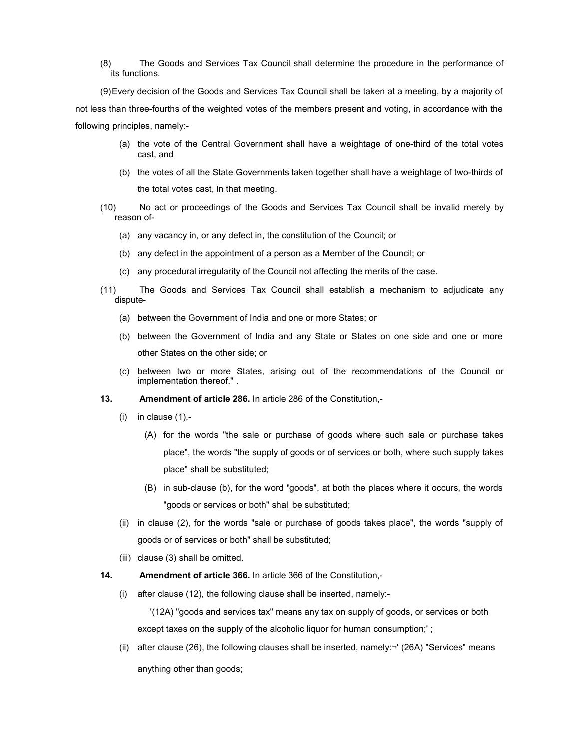(8) The Goods and Services Tax Council shall determine the procedure in the performance of its functions.

(9) Every decision of the Goods and Services Tax Council shall be taken at a meeting, by a majority of not less than three-fourths of the weighted votes of the members present and voting, in accordance with the following principles, namely:-

(a) the vote of the Central Government shall have a weightage of one-third of the total votes cast, and

(b) the votes of all the State Governments taken together shall have a weightage of two-thirds of the total votes cast, in that meeting.

(10) No act or proceedings of the Goods and Services Tax Council shall be invalid merely by reason of-

(a) any vacancy in, or any defect in, the constitution of the Council; or

(b) any defect in the appointment of a person as a Member of the Council; or

(c) any procedural irregularity of the Council not affecting the merits of the case.

(11) The Goods and Services Tax Council shall establish a mechanism to adjudicate any dispute-

(a) between the Government of India and one or more States; or

(b) between the Government of India and any State or States on one side and one or more other States on the other side; or

(c) between two or more States, arising out of the recommendations of the Council or implementation thereof." .

**13. Amendment of article 286.** In article 286 of the Constitution,-

(i) in clause (1),-

(A) for the words "the sale or purchase of goods where such sale or purchase takes place", the words "the supply of goods or of services or both, where such supply takes place" shall be substituted;

(B) in sub-clause (b), for the word "goods", at both the places where it occurs, the words "goods or services or both" shall be substituted;

(ii) in clause (2), for the words "sale or purchase of goods takes place", the words "supply of goods or of services or both" shall be substituted;

(iii) clause (3) shall be omitted.

**14. Amendment of article 366.** In article 366 of the Constitution,-

(i) after clause (12), the following clause shall be inserted, namely:-

'(12A) "goods and services tax" means any tax on supply of goods, or services or both except taxes on the supply of the alcoholic liquor for human consumption;' ;

(ii) after clause (26), the following clauses shall be inserted, namely:¬' (26A) "Services" means anything other than goods;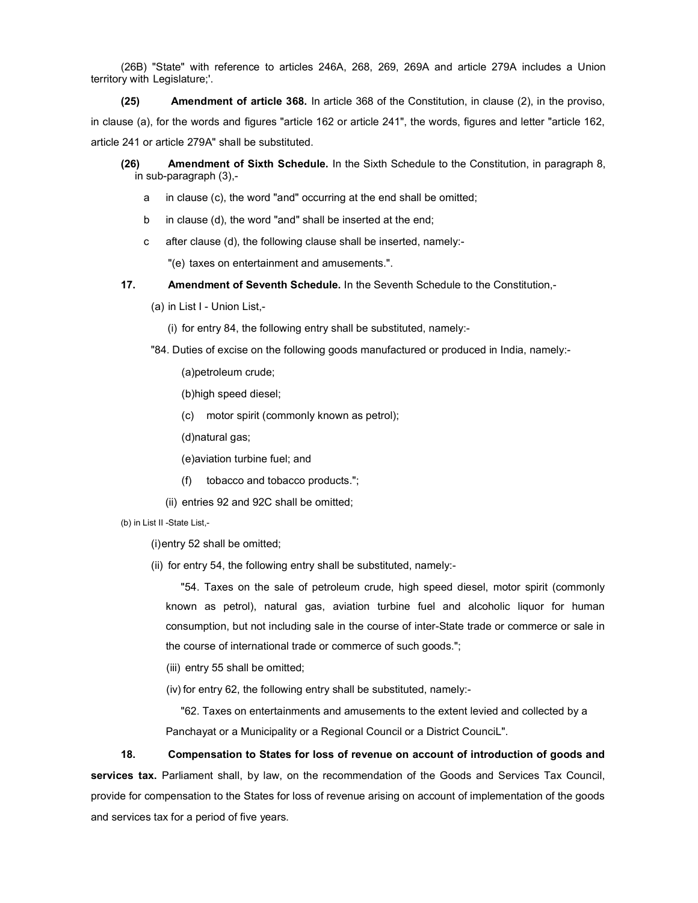(26B) "State" with reference to articles 246A, 268, 269, 269A and article 279A includes a Union territory with Legislature;'.

**(25) Amendment of article 368.** In article 368 of the Constitution, in clause (2), in the proviso, in clause (a), for the words and figures "article 162 or article 241", the words, figures and letter "article 162, article 241 or article 279A" shall be substituted.

**(26) Amendment of Sixth Schedule.** In the Sixth Schedule to the Constitution, in paragraph 8, in sub-paragraph (3),-

a in clause (c), the word "and" occurring at the end shall be omitted;

b in clause (d), the word "and" shall be inserted at the end;

c after clause (d), the following clause shall be inserted, namely:-

"(e) taxes on entertainment and amusements.".

**17. Amendment of Seventh Schedule.** In the Seventh Schedule to the Constitution,-

(a) in List I - Union List,-

(i) for entry 84, the following entry shall be substituted, namely:-

"84. Duties of excise on the following goods manufactured or produced in India, namely:-

(a)petroleum crude;

(b)high speed diesel;

(c) motor spirit (commonly known as petrol);

(d)natural gas;

(e)aviation turbine fuel; and

(f) tobacco and tobacco products.";

(ii) entries 92 and 92C shall be omitted;

(b) in List II -State List,-

(i)entry 52 shall be omitted;

(ii) for entry 54, the following entry shall be substituted, namely:-

"54. Taxes on the sale of petroleum crude, high speed diesel, motor spirit (commonly known as petrol), natural gas, aviation turbine fuel and alcoholic liquor for human consumption, but not including sale in the course of inter-State trade or commerce or sale in the course of international trade or commerce of such goods.";

(iii) entry 55 shall be omitted;

(iv) for entry 62, the following entry shall be substituted, namely:-

"62. Taxes on entertainments and amusements to the extent levied and collected by a Panchayat or a Municipality or a Regional Council or a District CounciL".

**18. Compensation to States for loss of revenue on account of introduction of goods and services tax.** Parliament shall, by law, on the recommendation of the Goods and Services Tax Council, provide for compensation to the States for loss of revenue arising on account of implementation of the goods and services tax for a period of five years.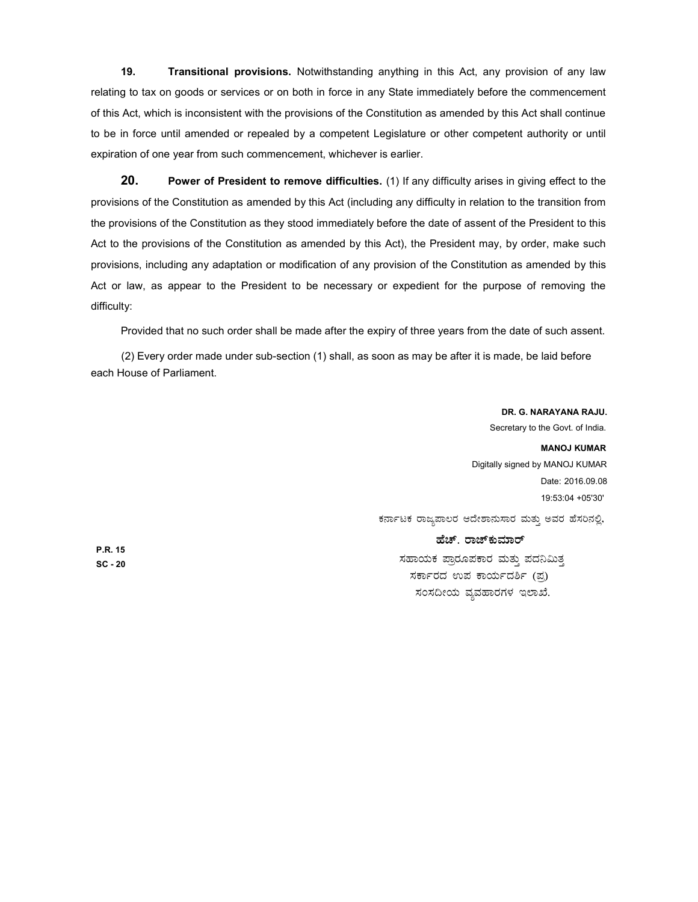**19. Transitional provisions.** Notwithstanding anything in this Act, any provision of any law relating to tax on goods or services or on both in force in any State immediately before the commencement of this Act, which is inconsistent with the provisions of the Constitution as amended by this Act shall continue to be in force until amended or repealed by a competent Legislature or other competent authority or until expiration of one year from such commencement, whichever is earlier.

**20. Power of President to remove difficulties.** (1) If any difficulty arises in giving effect to the provisions of the Constitution as amended by this Act (including any difficulty in relation to the transition from the provisions of the Constitution as they stood immediately before the date of assent of the President to this Act to the provisions of the Constitution as amended by this Act), the President may, by order, make such provisions, including any adaptation or modification of any provision of the Constitution as amended by this Act or law, as appear to the President to be necessary or expedient for the purpose of removing the difficulty:

Provided that no such order shall be made after the expiry of three years from the date of such assent.

(2) Every order made under sub-section (1) shall, as soon as may be after it is made, be laid before each House of Parliament.

**DR. G. NARAYANA RAJU.**
Secretary to the Govt. of India.

**MANOJ KUMAR**
Digitally signed by MANOJ KUMAR
Date: 2016.09.08
19:53:04 +05'30'

ಕರ್ನಾಟಕ ರಾಜ್ಯಪಾಲರ ಆದೇಶಾನುಸಾರ ಮತ್ತು ಅವರ ಹೆಸರಿನಲ್ಲಿ,

**ಹೆಚ್. ರಾಜ್‌ಕುಮಾರ್**
ಸಹಾಯಕ ಪ್ರಾರೂಪಕಾರ ಮತ್ತು ಪದನಿಮಿತ್ತ
ಸರ್ಕಾರದ ಉಪ ಕಾರ್ಯದರ್ಶಿ (ಪ್ರ)
ಸಂಸದೀಯ ವ್ಯವಹಾರಗಳ ಇಲಾಖೆ.

**P.R. 15**
**SC - 20**